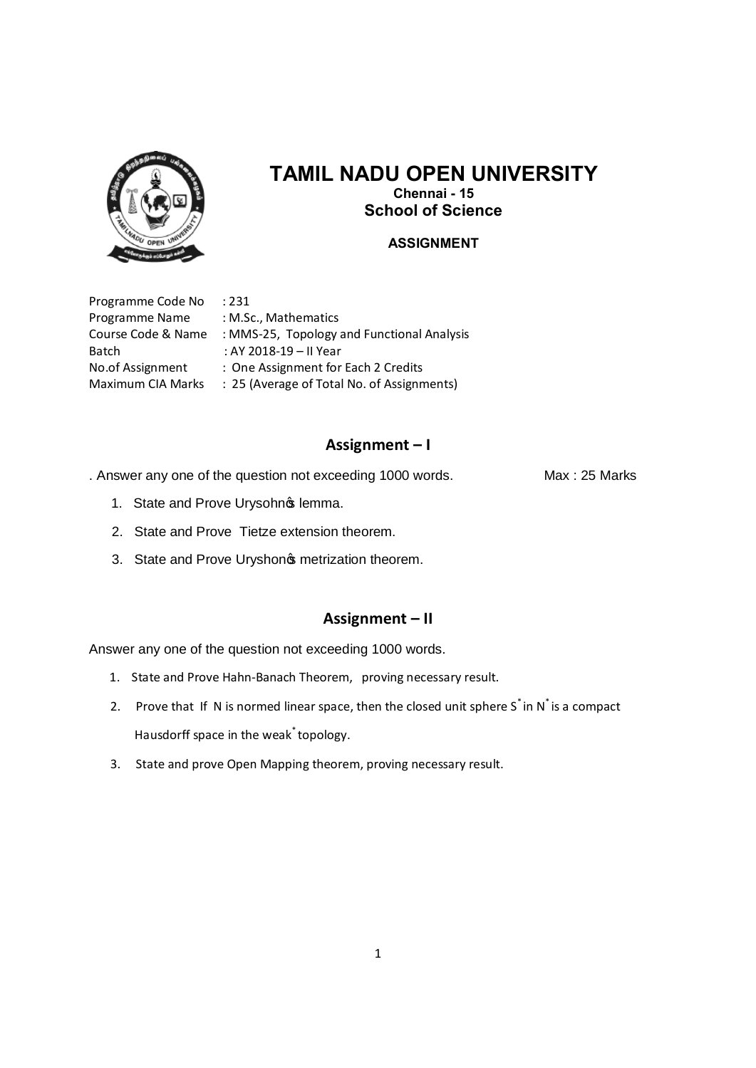# TAMIL NADU OPEN UNIVERSITY

**Chennai - 15**

**School of Science**

**ASSIGNMENT**

Programme Code No : 231
Programme Name : M.Sc., Mathematics
Course Code & Name : MMS-25, Topology and Functional Analysis
Batch : AY 2018-19 – II Year
No.of Assignment : One Assignment for Each 2 Credits
Maximum CIA Marks : 25 (Average of Total No. of Assignments)

## Assignment – I

. Answer any one of the question not exceeding 1000 words. Max : 25 Marks

1. State and Prove Urysohn's lemma.
2. State and Prove Tietze extension theorem.
3. State and Prove Uryshon's metrization theorem.

## Assignment – II

Answer any one of the question not exceeding 1000 words.

1. State and Prove Hahn-Banach Theorem, proving necessary result.
2. Prove that If N is normed linear space, then the closed unit sphere $S^*$ in $N^*$ is a compact Hausdorff space in the weak$^*$ topology.
3. State and prove Open Mapping theorem, proving necessary result.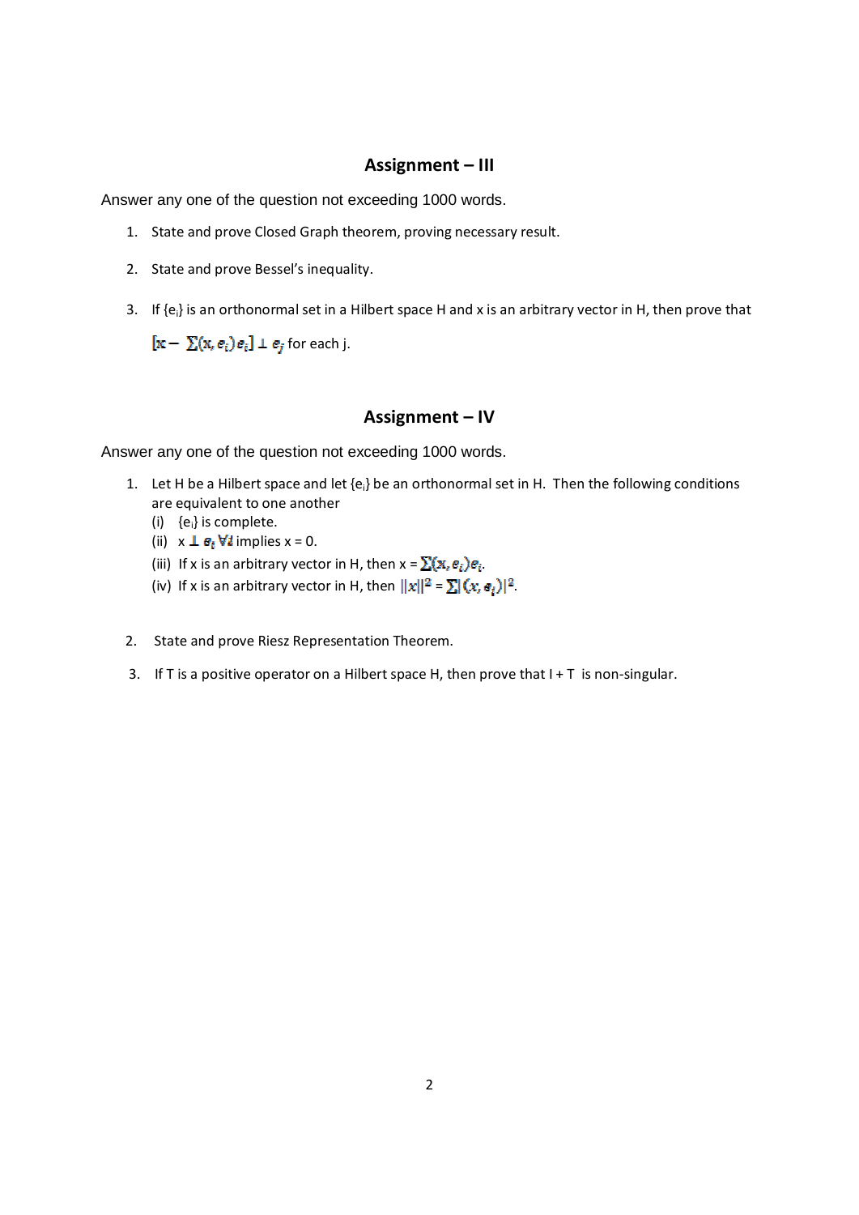## Assignment – III

Answer any one of the question not exceeding 1000 words.

1. State and prove Closed Graph theorem, proving necessary result.
2. State and prove Bessel's inequality.
3. If $\{e_i\}$ is an orthonormal set in a Hilbert space H and x is an arbitrary vector in H, then prove that

   $[x - \sum(x, e_i)e_i] \perp e_j$ for each j.

## Assignment – IV

Answer any one of the question not exceeding 1000 words.

1. Let H be a Hilbert space and let $\{e_i\}$ be an orthonormal set in H. Then the following conditions are equivalent to one another
   (i) $\{e_i\}$ is complete.
   (ii) $x \perp e_i \; \forall i$ implies x = 0.
   (iii) If x is an arbitrary vector in H, then $x = \sum(x, e_i)e_i$.
   (iv) If x is an arbitrary vector in H, then $\|x\|^2 = \sum|(x, e_i)|^2$.

2. State and prove Riesz Representation Theorem.

3. If T is a positive operator on a Hilbert space H, then prove that I + T is non-singular.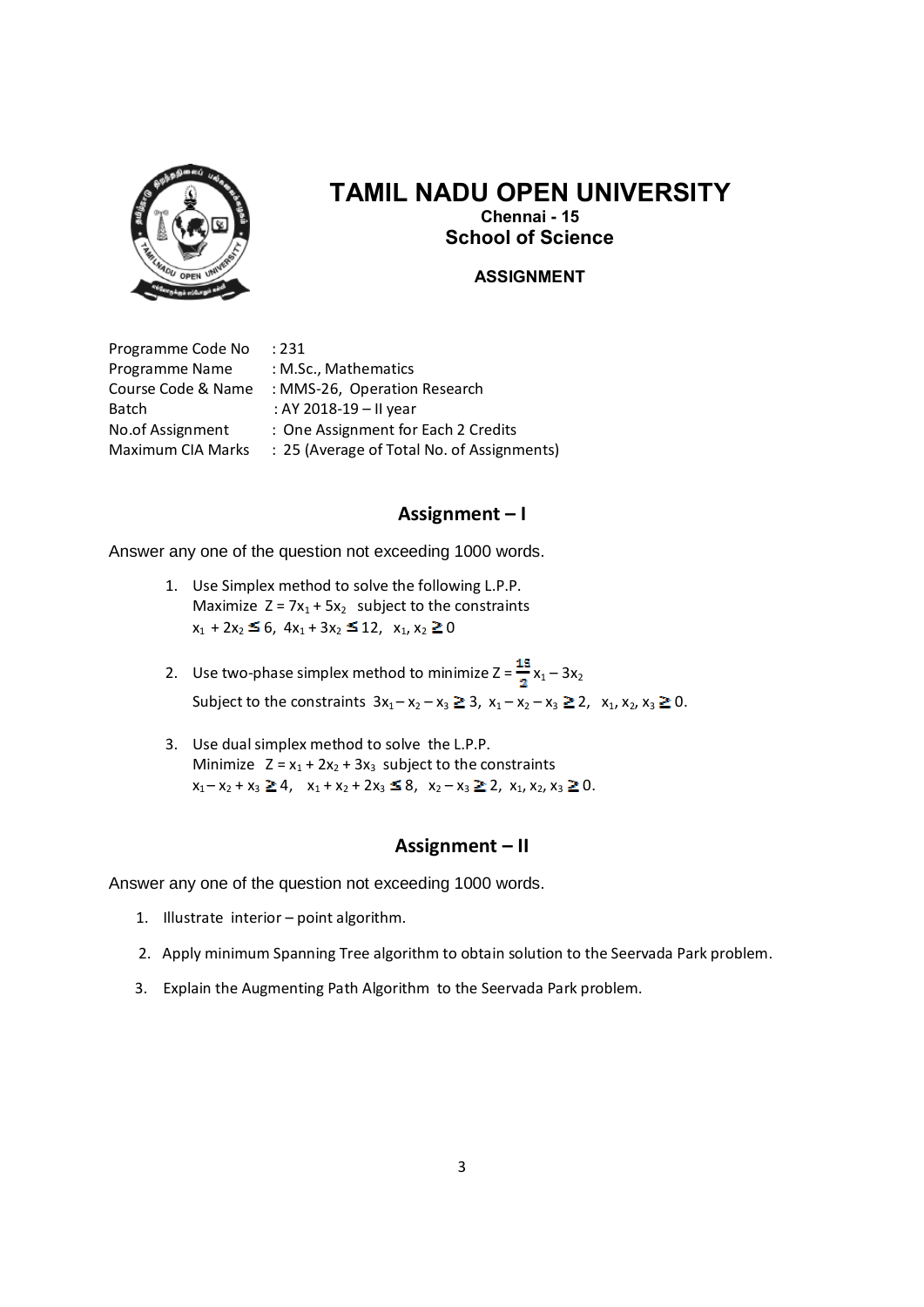# TAMIL NADU OPEN UNIVERSITY

**Chennai - 15**

**School of Science**

**ASSIGNMENT**

Programme Code No : 231
Programme Name : M.Sc., Mathematics
Course Code & Name : MMS-26, Operation Research
Batch : AY 2018-19 – II year
No.of Assignment : One Assignment for Each 2 Credits
Maximum CIA Marks : 25 (Average of Total No. of Assignments)

## Assignment – I

Answer any one of the question not exceeding 1000 words.

1. Use Simplex method to solve the following L.P.P.
   Maximize $Z = 7x_1 + 5x_2$ subject to the constraints
   $x_1 + 2x_2 \leq 6$, $4x_1 + 3x_2 \leq 12$, $x_1, x_2 \geq 0$

2. Use two-phase simplex method to minimize $Z = \frac{15}{2} x_1 - 3x_2$
   Subject to the constraints $3x_1 - x_2 - x_3 \geq 3$, $x_1 - x_2 - x_3 \geq 2$, $x_1, x_2, x_3 \geq 0$.

3. Use dual simplex method to solve the L.P.P.
   Minimize $Z = x_1 + 2x_2 + 3x_3$ subject to the constraints
   $x_1 - x_2 + x_3 \geq 4$, $x_1 + x_2 + 2x_3 \leq 8$, $x_2 - x_3 \geq 2$, $x_1, x_2, x_3 \geq 0$.

## Assignment – II

Answer any one of the question not exceeding 1000 words.

1. Illustrate interior – point algorithm.
2. Apply minimum Spanning Tree algorithm to obtain solution to the Seervada Park problem.
3. Explain the Augmenting Path Algorithm to the Seervada Park problem.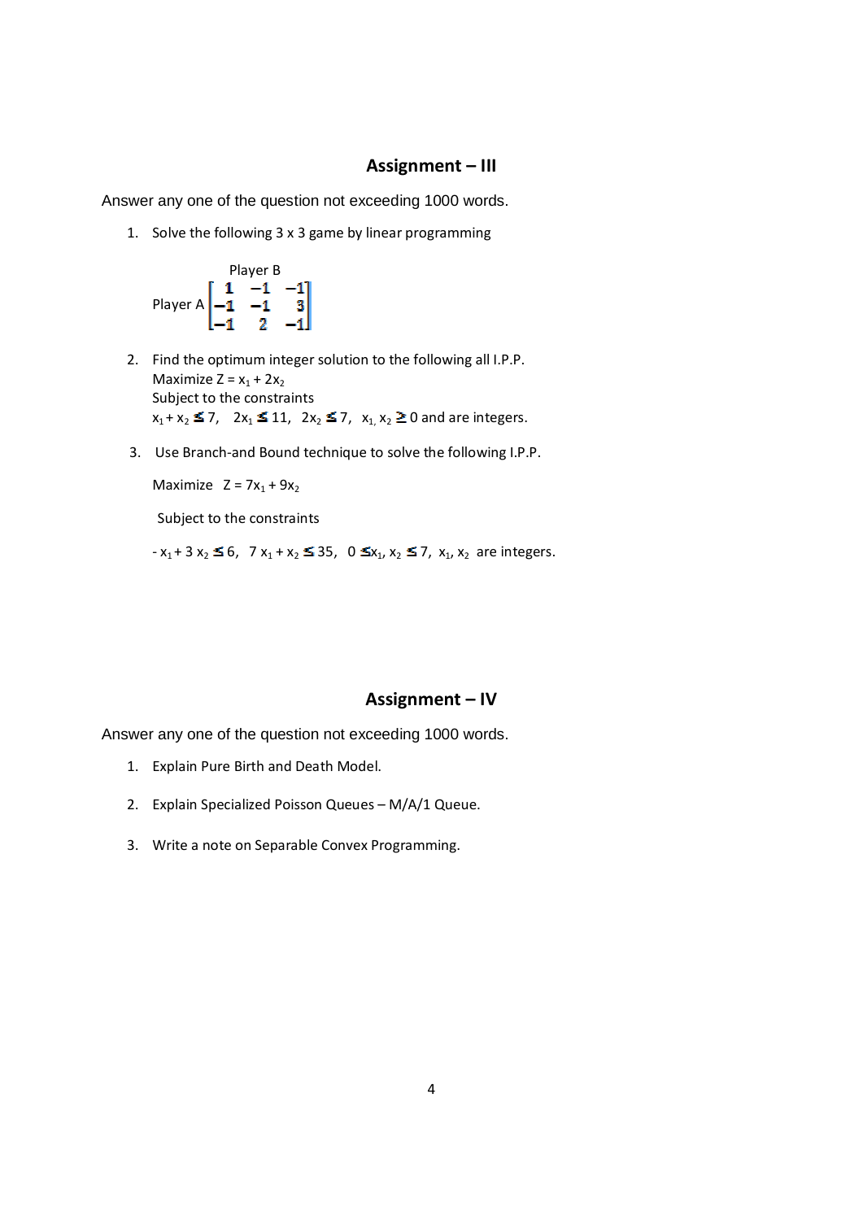## Assignment – III

Answer any one of the question not exceeding 1000 words.

1. Solve the following 3 x 3 game by linear programming

$$\text{Player A} \overset{\text{Player B}}{\begin{bmatrix} 1 & -1 & -1 \\ -1 & -1 & 3 \\ -1 & 2 & -1 \end{bmatrix}}$$

2. Find the optimum integer solution to the following all I.P.P.
   Maximize $Z = x_1 + 2x_2$
   Subject to the constraints
   $x_1 + x_2 \leq 7$, $2x_1 \leq 11$, $2x_2 \leq 7$, $x_1, x_2 \geq 0$ and are integers.

3. Use Branch-and Bound technique to solve the following I.P.P.

   Maximize $Z = 7x_1 + 9x_2$

   Subject to the constraints

   $-x_1 + 3x_2 \leq 6$, $7x_1 + x_2 \leq 35$, $0 \leq x_1, x_2 \leq 7$, $x_1, x_2$ are integers.

## Assignment – IV

Answer any one of the question not exceeding 1000 words.

1. Explain Pure Birth and Death Model.

2. Explain Specialized Poisson Queues – M/A/1 Queue.

3. Write a note on Separable Convex Programming.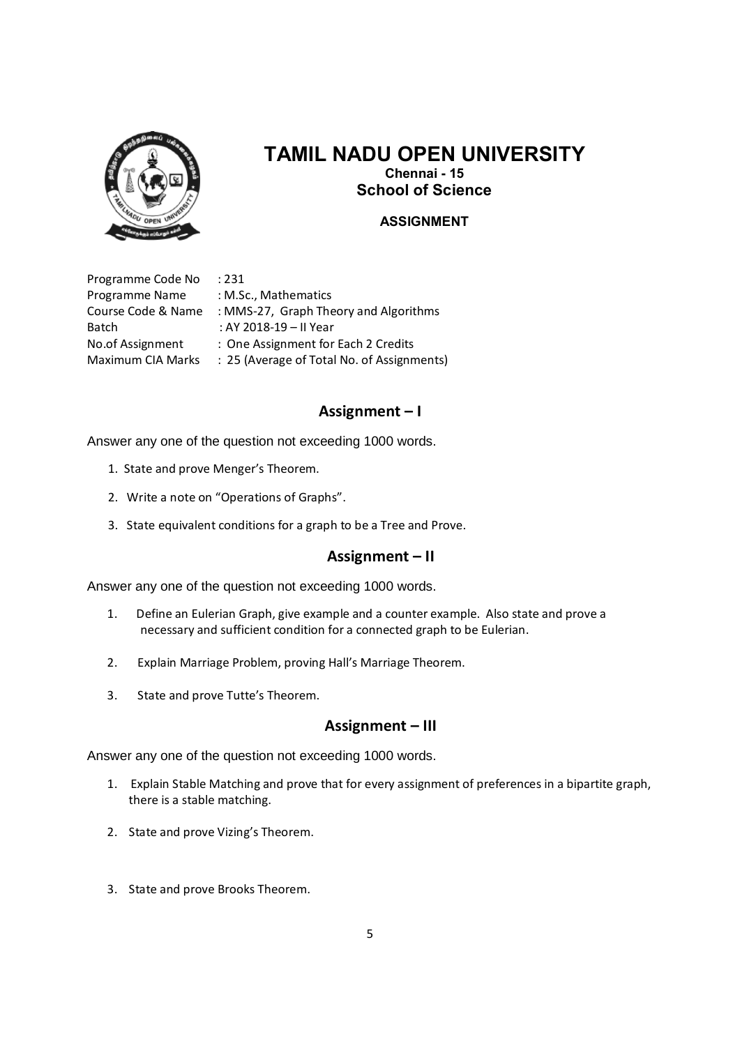# TAMIL NADU OPEN UNIVERSITY

**Chennai - 15**

**School of Science**

**ASSIGNMENT**

Programme Code No : 231
Programme Name : M.Sc., Mathematics
Course Code & Name : MMS-27, Graph Theory and Algorithms
Batch : AY 2018-19 – II Year
No.of Assignment : One Assignment for Each 2 Credits
Maximum CIA Marks : 25 (Average of Total No. of Assignments)

## Assignment – I

Answer any one of the question not exceeding 1000 words.

1. State and prove Menger's Theorem.
2. Write a note on "Operations of Graphs".
3. State equivalent conditions for a graph to be a Tree and Prove.

## Assignment – II

Answer any one of the question not exceeding 1000 words.

1. Define an Eulerian Graph, give example and a counter example. Also state and prove a necessary and sufficient condition for a connected graph to be Eulerian.
2. Explain Marriage Problem, proving Hall's Marriage Theorem.
3. State and prove Tutte's Theorem.

## Assignment – III

Answer any one of the question not exceeding 1000 words.

1. Explain Stable Matching and prove that for every assignment of preferences in a bipartite graph, there is a stable matching.
2. State and prove Vizing's Theorem.
3. State and prove Brooks Theorem.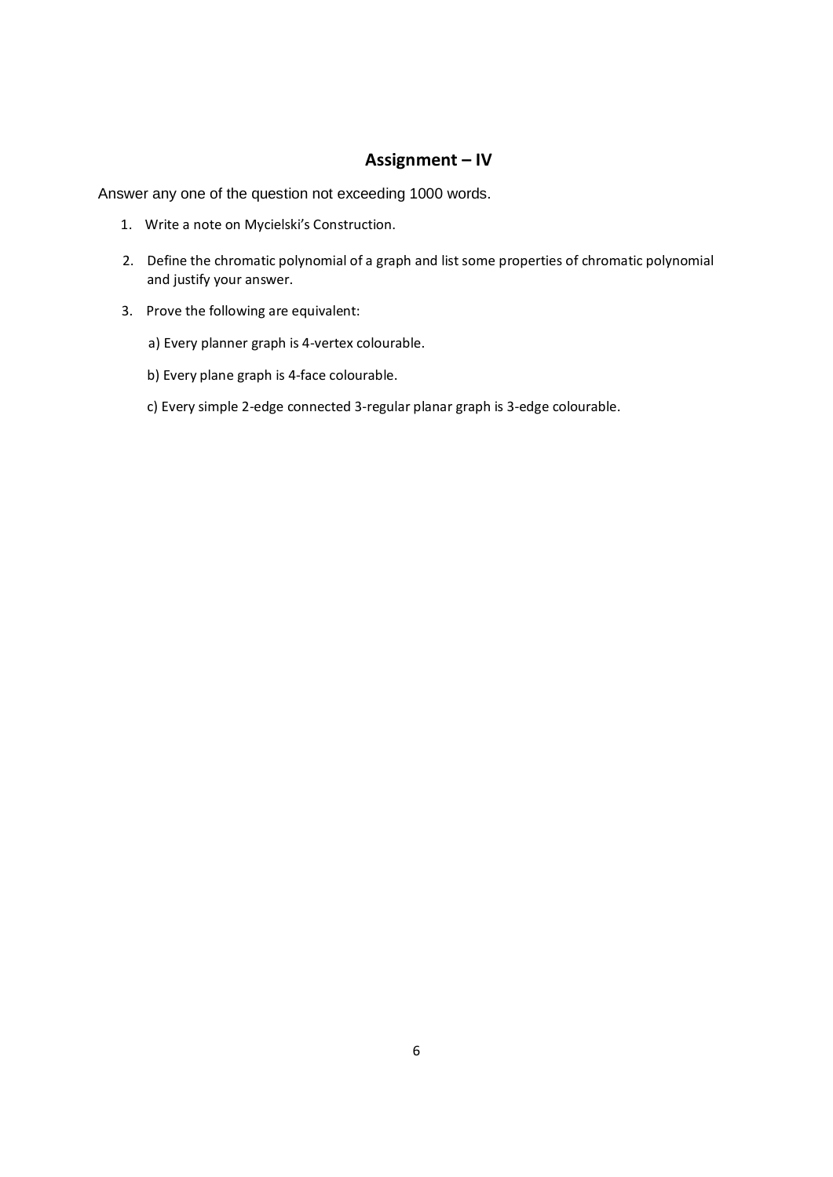## Assignment – IV

Answer any one of the question not exceeding 1000 words.

1. Write a note on Mycielski's Construction.
2. Define the chromatic polynomial of a graph and list some properties of chromatic polynomial and justify your answer.
3. Prove the following are equivalent:

   a) Every planner graph is 4-vertex colourable.

   b) Every plane graph is 4-face colourable.

   c) Every simple 2-edge connected 3-regular planar graph is 3-edge colourable.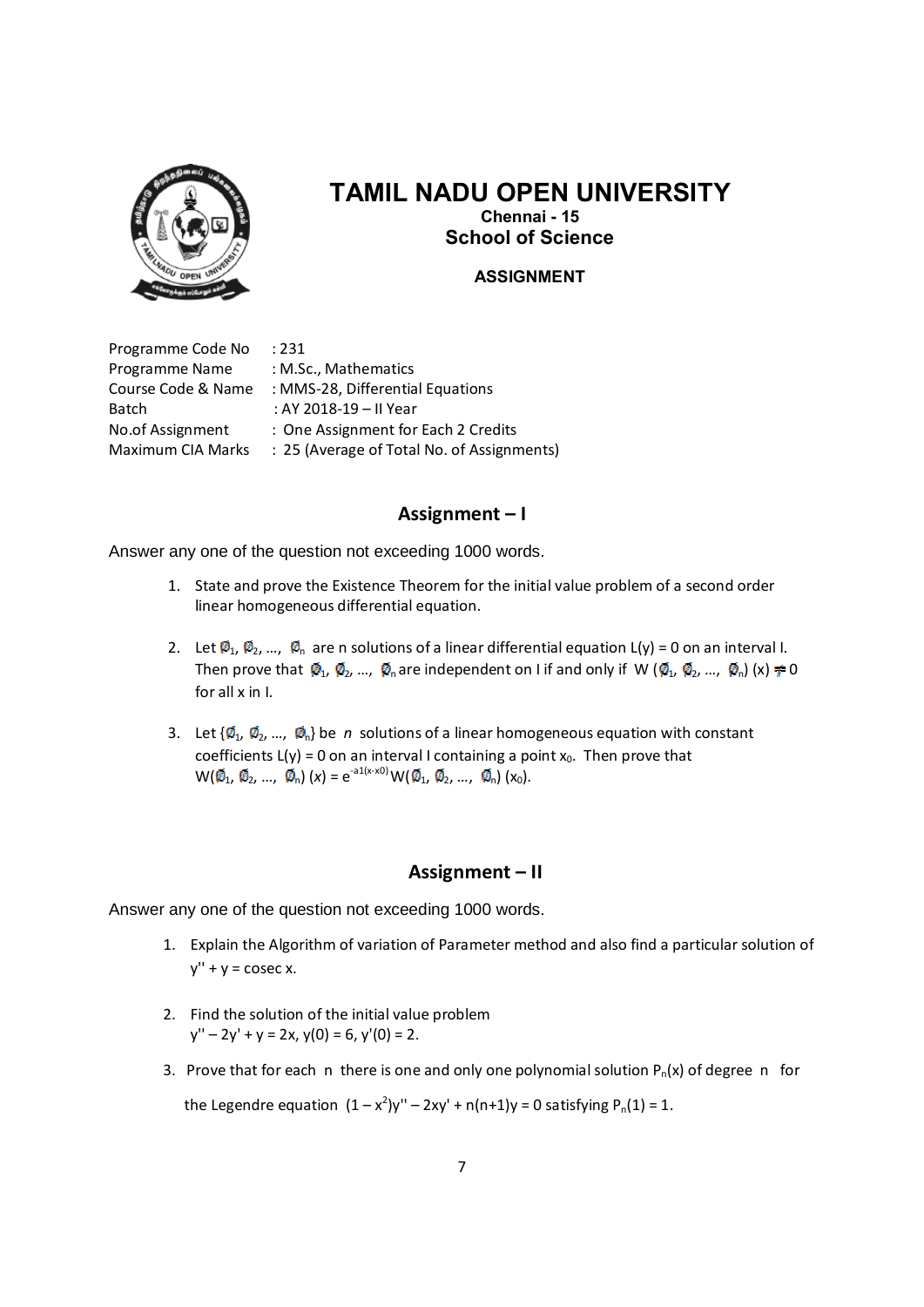# TAMIL NADU OPEN UNIVERSITY

**Chennai - 15**

**School of Science**

**ASSIGNMENT**

| | |
|---|---|
| Programme Code No | : 231 |
| Programme Name | : M.Sc., Mathematics |
| Course Code & Name | : MMS-28, Differential Equations |
| Batch | : AY 2018-19 – II Year |
| No.of Assignment | : One Assignment for Each 2 Credits |
| Maximum CIA Marks | : 25 (Average of Total No. of Assignments) |

## Assignment – I

Answer any one of the question not exceeding 1000 words.

1. State and prove the Existence Theorem for the initial value problem of a second order linear homogeneous differential equation.

2. Let $\phi_1, \phi_2, \ldots, \phi_n$ are n solutions of a linear differential equation $L(y) = 0$ on an interval I. Then prove that $\phi_1, \phi_2, \ldots, \phi_n$ are independent on I if and only if $W(\phi_1, \phi_2, \ldots, \phi_n)(x) \neq 0$ for all x in I.

3. Let $\{\phi_1, \phi_2, \ldots, \phi_n\}$ be *n* solutions of a linear homogeneous equation with constant coefficients $L(y) = 0$ on an interval I containing a point $x_0$. Then prove that $W(\phi_1, \phi_2, \ldots, \phi_n)(x) = e^{-a1(x-x0)} W(\phi_1, \phi_2, \ldots, \phi_n)(x_0)$.

## Assignment – II

Answer any one of the question not exceeding 1000 words.

1. Explain the Algorithm of variation of Parameter method and also find a particular solution of $y'' + y = \operatorname{cosec} x$.

2. Find the solution of the initial value problem
   $y'' - 2y' + y = 2x$, $y(0) = 6$, $y'(0) = 2$.

3. Prove that for each n there is one and only one polynomial solution $P_n(x)$ of degree n for the Legendre equation $(1 - x^2)y'' - 2xy' + n(n+1)y = 0$ satisfying $P_n(1) = 1$.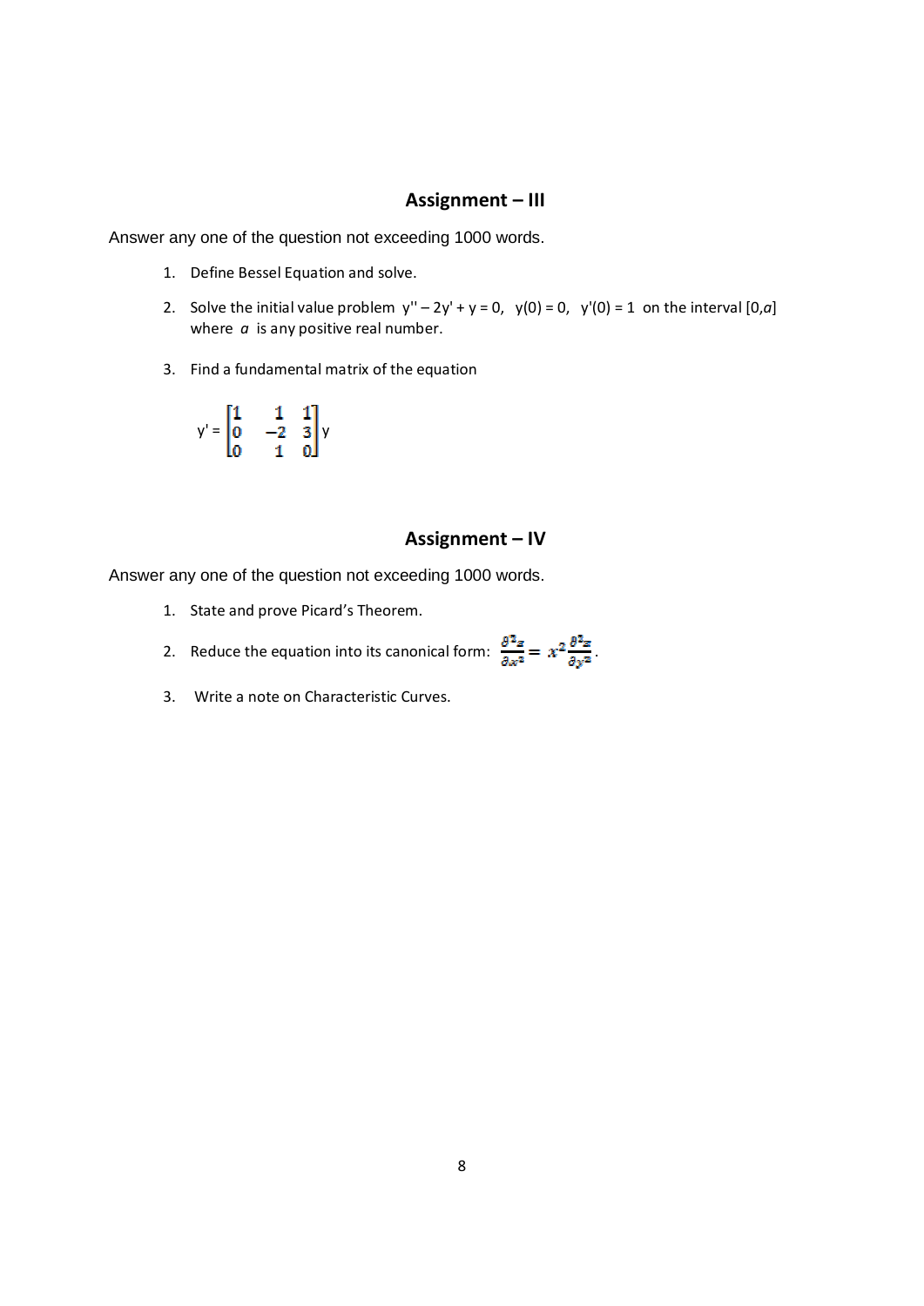## Assignment – III

Answer any one of the question not exceeding 1000 words.

1. Define Bessel Equation and solve.
2. Solve the initial value problem $y'' - 2y' + y = 0$, $y(0) = 0$, $y'(0) = 1$ on the interval $[0,a]$ where $a$ is any positive real number.
3. Find a fundamental matrix of the equation

$$y' = \begin{bmatrix} 1 & 1 & 1 \\ 0 & -2 & 3 \\ 0 & 1 & 0 \end{bmatrix} y$$

## Assignment – IV

Answer any one of the question not exceeding 1000 words.

1. State and prove Picard's Theorem.
2. Reduce the equation into its canonical form: $\dfrac{\partial^2 z}{\partial x^2} = x^2 \dfrac{\partial^2 z}{\partial y^2}$.
3. Write a note on Characteristic Curves.